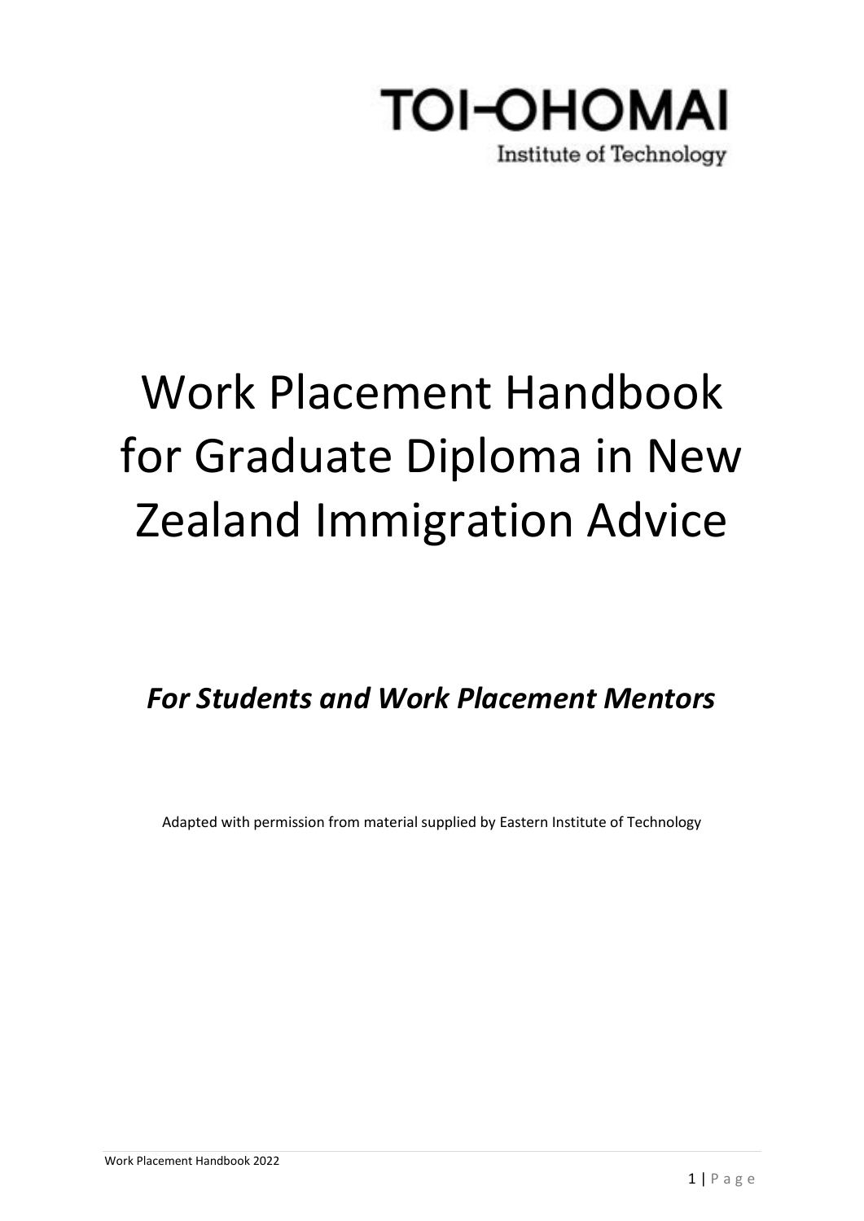TOI-OHOMAI

Institute of Technology

# Work Placement Handbook for Graduate Diploma in New Zealand Immigration Advice

***For Students and Work Placement Mentors***

Adapted with permission from material supplied by Eastern Institute of Technology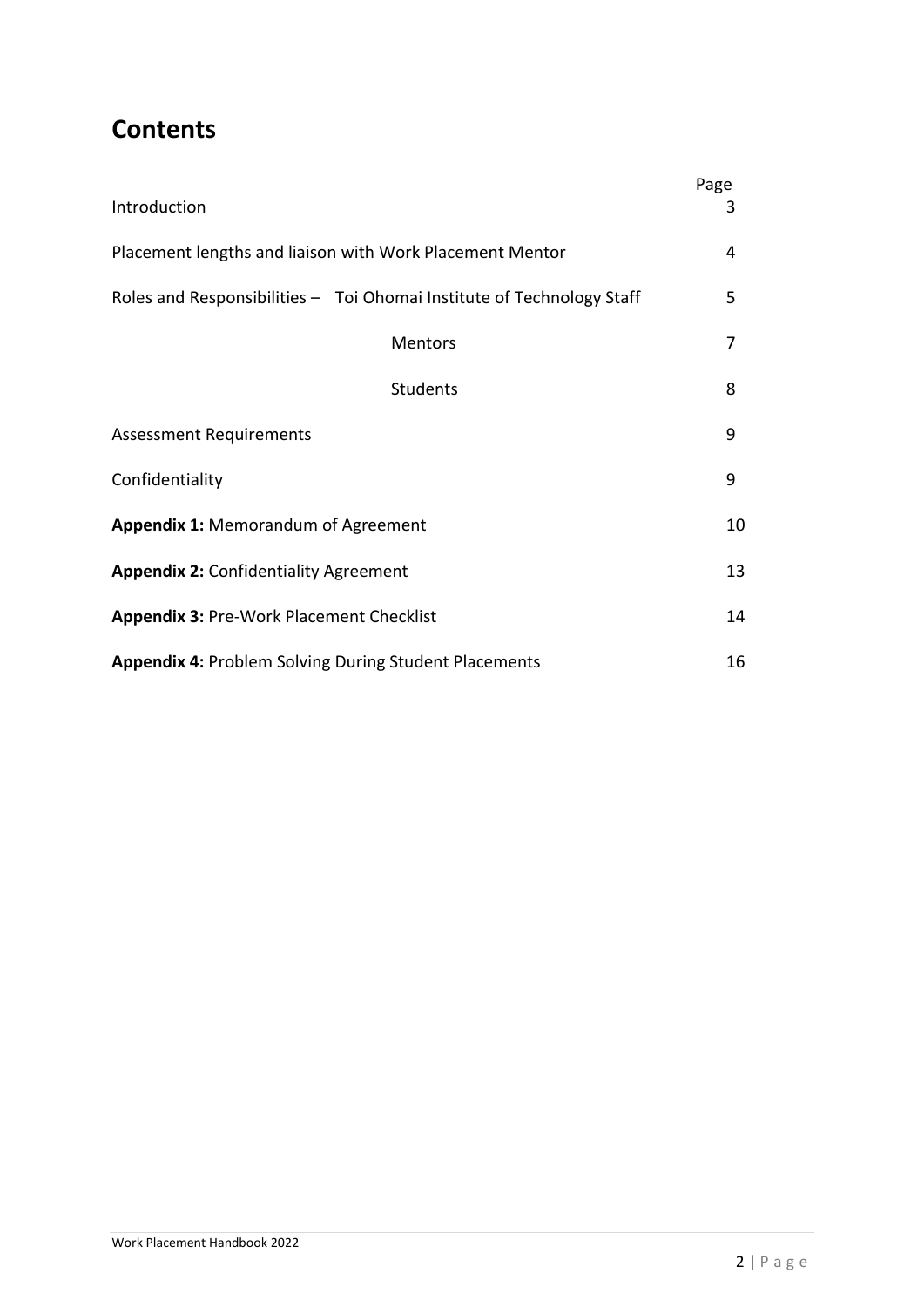# Contents

| | Page |
|---|---|
| Introduction | 3 |
| Placement lengths and liaison with Work Placement Mentor | 4 |
| Roles and Responsibilities – Toi Ohomai Institute of Technology Staff | 5 |
| Mentors | 7 |
| Students | 8 |
| Assessment Requirements | 9 |
| Confidentiality | 9 |
| **Appendix 1:** Memorandum of Agreement | 10 |
| **Appendix 2:** Confidentiality Agreement | 13 |
| **Appendix 3:** Pre-Work Placement Checklist | 14 |
| **Appendix 4:** Problem Solving During Student Placements | 16 |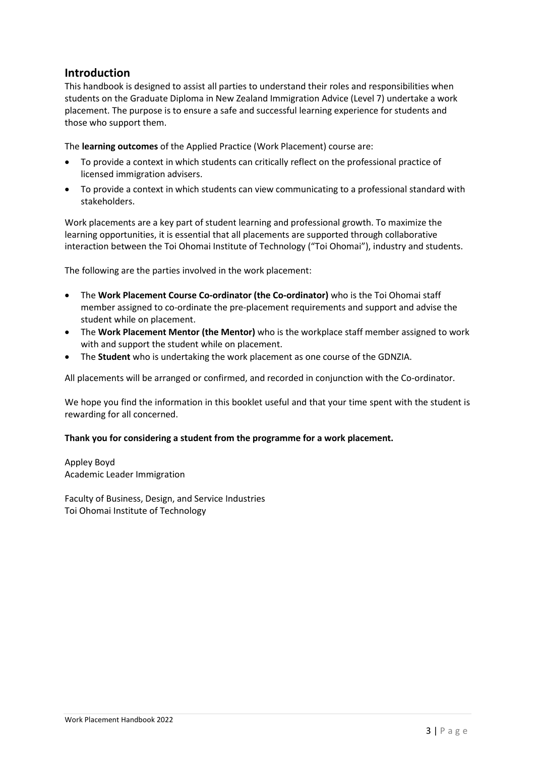## Introduction

This handbook is designed to assist all parties to understand their roles and responsibilities when students on the Graduate Diploma in New Zealand Immigration Advice (Level 7) undertake a work placement. The purpose is to ensure a safe and successful learning experience for students and those who support them.

The **learning outcomes** of the Applied Practice (Work Placement) course are:

- To provide a context in which students can critically reflect on the professional practice of licensed immigration advisers.
- To provide a context in which students can view communicating to a professional standard with stakeholders.

Work placements are a key part of student learning and professional growth. To maximize the learning opportunities, it is essential that all placements are supported through collaborative interaction between the Toi Ohomai Institute of Technology ("Toi Ohomai"), industry and students.

The following are the parties involved in the work placement:

- The **Work Placement Course Co-ordinator (the Co-ordinator)** who is the Toi Ohomai staff member assigned to co-ordinate the pre-placement requirements and support and advise the student while on placement.
- The **Work Placement Mentor (the Mentor)** who is the workplace staff member assigned to work with and support the student while on placement.
- The **Student** who is undertaking the work placement as one course of the GDNZIA.

All placements will be arranged or confirmed, and recorded in conjunction with the Co-ordinator.

We hope you find the information in this booklet useful and that your time spent with the student is rewarding for all concerned.

**Thank you for considering a student from the programme for a work placement.**

Appley Boyd
Academic Leader Immigration

Faculty of Business, Design, and Service Industries
Toi Ohomai Institute of Technology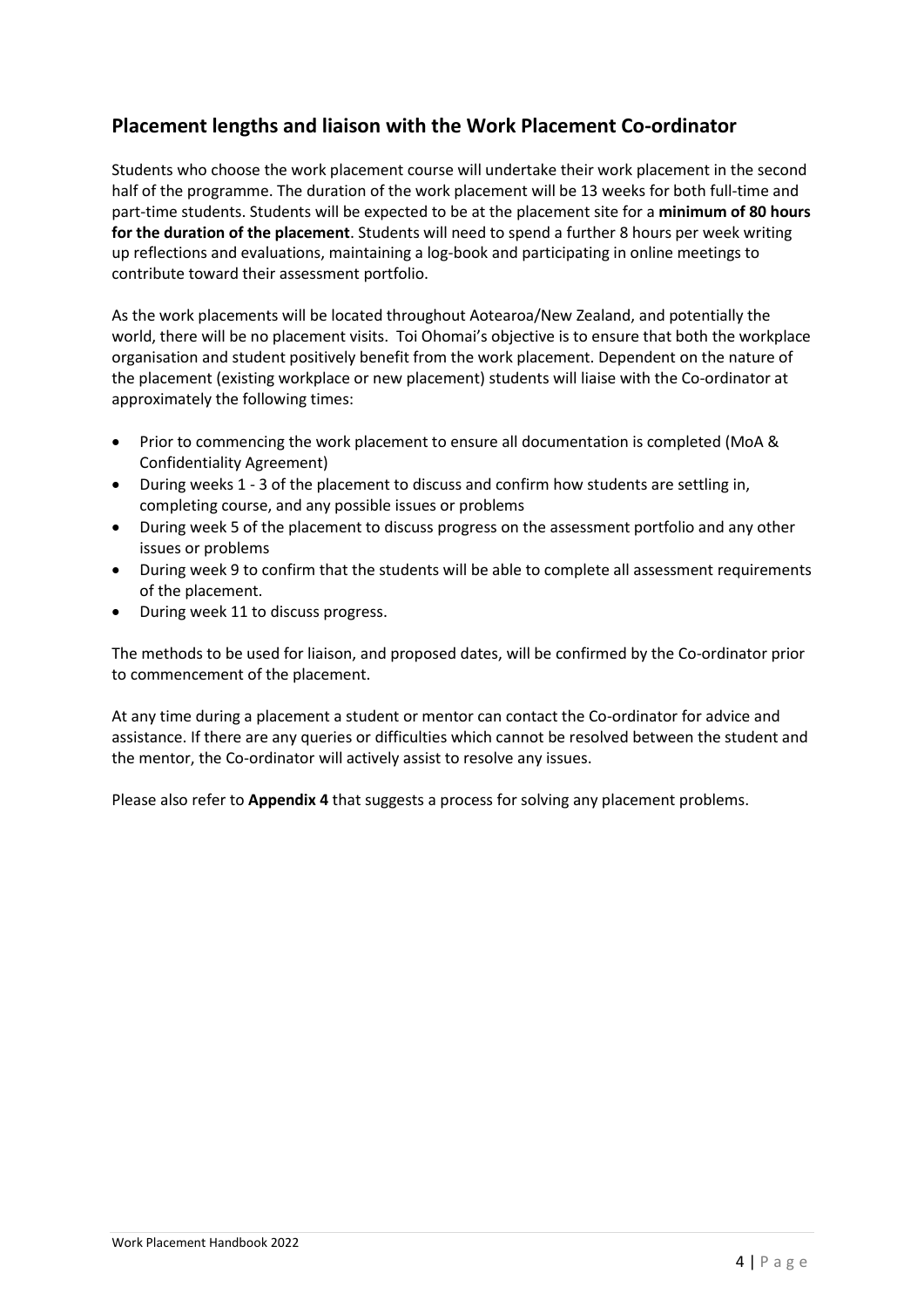## Placement lengths and liaison with the Work Placement Co-ordinator

Students who choose the work placement course will undertake their work placement in the second half of the programme. The duration of the work placement will be 13 weeks for both full-time and part-time students. Students will be expected to be at the placement site for a **minimum of 80 hours for the duration of the placement**. Students will need to spend a further 8 hours per week writing up reflections and evaluations, maintaining a log-book and participating in online meetings to contribute toward their assessment portfolio.

As the work placements will be located throughout Aotearoa/New Zealand, and potentially the world, there will be no placement visits. Toi Ohomai's objective is to ensure that both the workplace organisation and student positively benefit from the work placement. Dependent on the nature of the placement (existing workplace or new placement) students will liaise with the Co-ordinator at approximately the following times:

- Prior to commencing the work placement to ensure all documentation is completed (MoA & Confidentiality Agreement)
- During weeks 1 - 3 of the placement to discuss and confirm how students are settling in, completing course, and any possible issues or problems
- During week 5 of the placement to discuss progress on the assessment portfolio and any other issues or problems
- During week 9 to confirm that the students will be able to complete all assessment requirements of the placement.
- During week 11 to discuss progress.

The methods to be used for liaison, and proposed dates, will be confirmed by the Co-ordinator prior to commencement of the placement.

At any time during a placement a student or mentor can contact the Co-ordinator for advice and assistance. If there are any queries or difficulties which cannot be resolved between the student and the mentor, the Co-ordinator will actively assist to resolve any issues.

Please also refer to **Appendix 4** that suggests a process for solving any placement problems.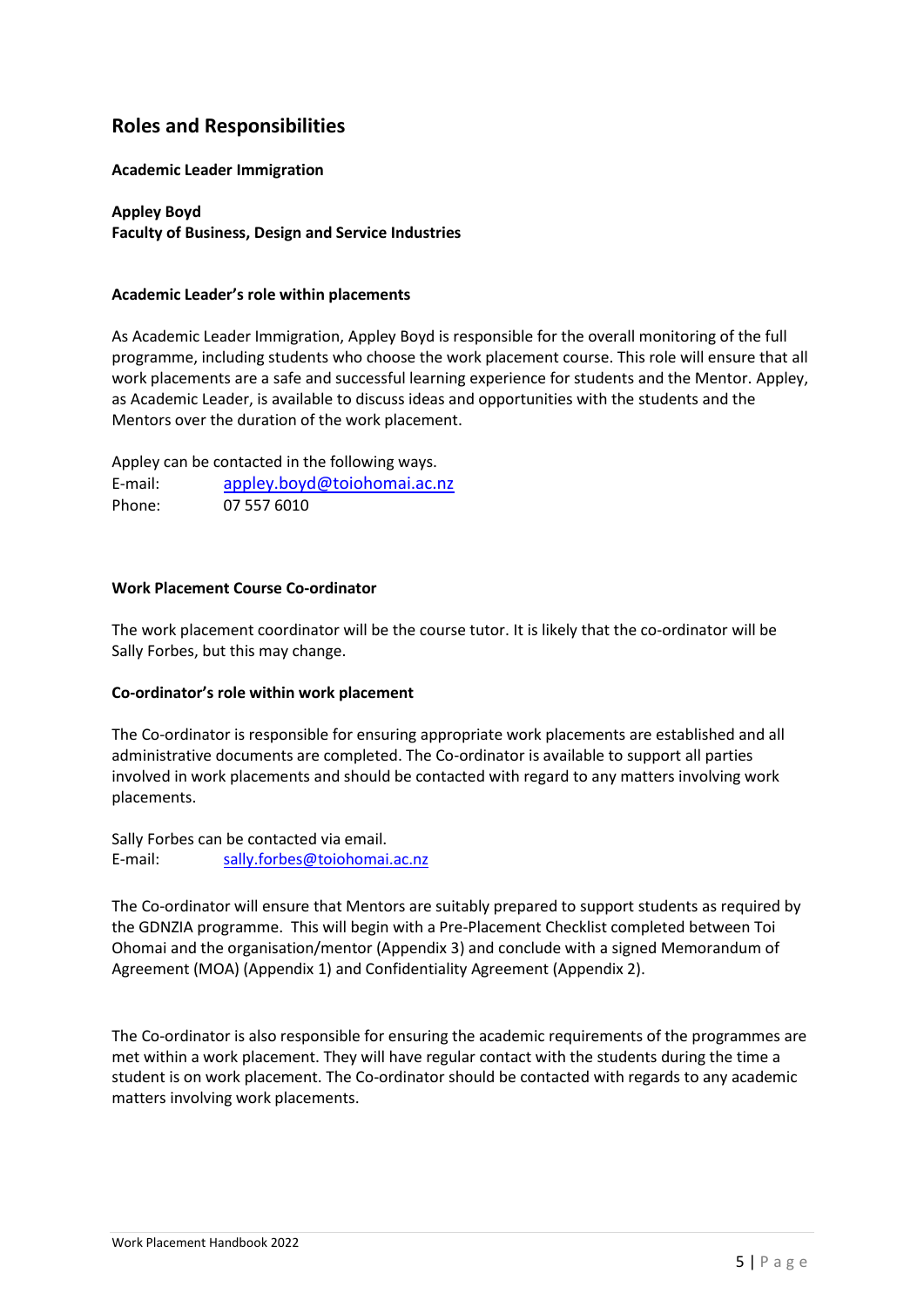## Roles and Responsibilities

**Academic Leader Immigration**

**Appley Boyd**
**Faculty of Business, Design and Service Industries**

**Academic Leader's role within placements**

As Academic Leader Immigration, Appley Boyd is responsible for the overall monitoring of the full programme, including students who choose the work placement course. This role will ensure that all work placements are a safe and successful learning experience for students and the Mentor. Appley, as Academic Leader, is available to discuss ideas and opportunities with the students and the Mentors over the duration of the work placement.

Appley can be contacted in the following ways.

E-mail: appley.boyd@toiohomai.ac.nz
Phone: 07 557 6010

**Work Placement Course Co-ordinator**

The work placement coordinator will be the course tutor. It is likely that the co-ordinator will be Sally Forbes, but this may change.

**Co-ordinator's role within work placement**

The Co-ordinator is responsible for ensuring appropriate work placements are established and all administrative documents are completed. The Co-ordinator is available to support all parties involved in work placements and should be contacted with regard to any matters involving work placements.

Sally Forbes can be contacted via email.
E-mail: sally.forbes@toiohomai.ac.nz

The Co-ordinator will ensure that Mentors are suitably prepared to support students as required by the GDNZIA programme. This will begin with a Pre-Placement Checklist completed between Toi Ohomai and the organisation/mentor (Appendix 3) and conclude with a signed Memorandum of Agreement (MOA) (Appendix 1) and Confidentiality Agreement (Appendix 2).

The Co-ordinator is also responsible for ensuring the academic requirements of the programmes are met within a work placement. They will have regular contact with the students during the time a student is on work placement. The Co-ordinator should be contacted with regards to any academic matters involving work placements.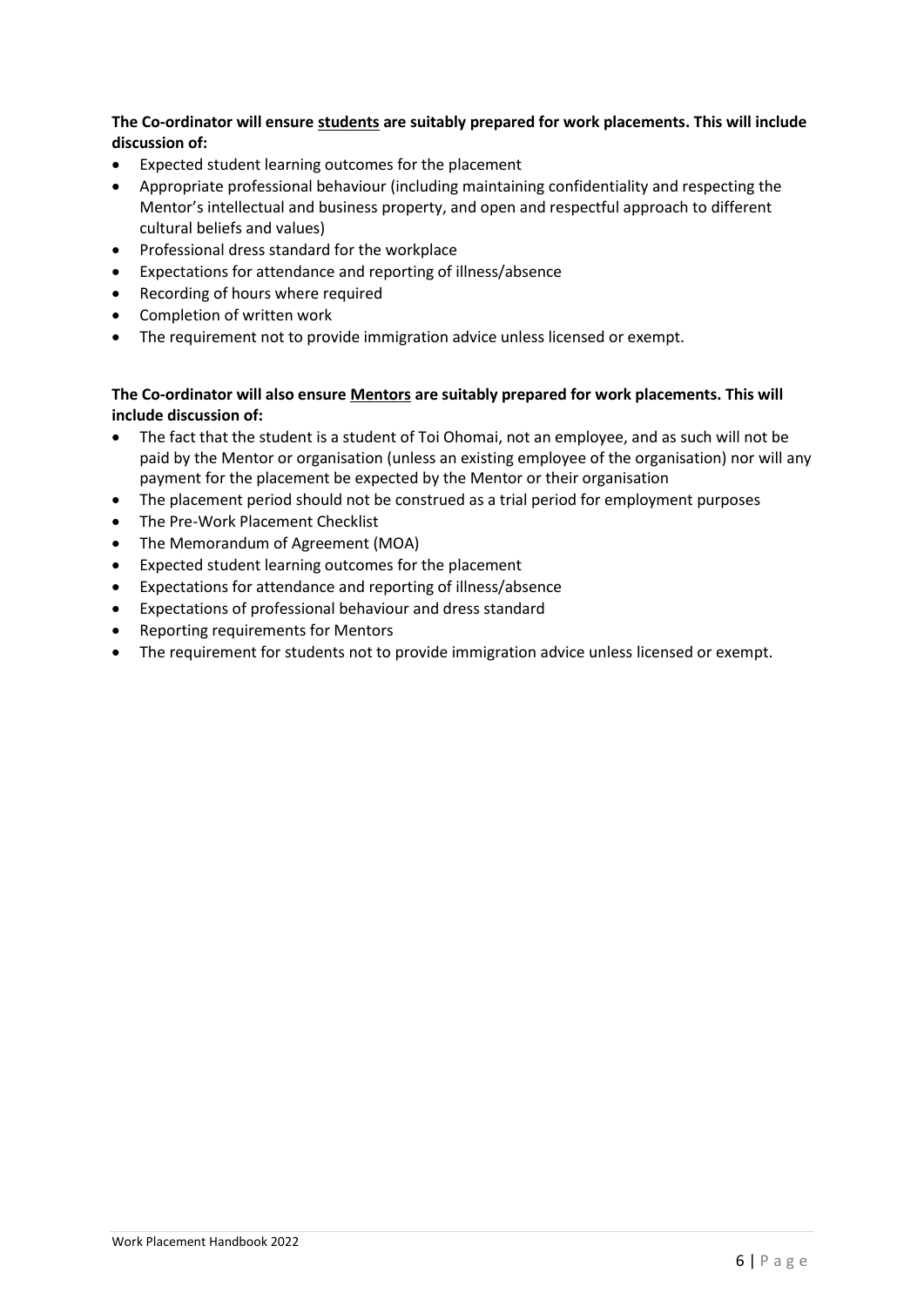**The Co-ordinator will ensure students are suitably prepared for work placements. This will include discussion of:**

- Expected student learning outcomes for the placement
- Appropriate professional behaviour (including maintaining confidentiality and respecting the Mentor's intellectual and business property, and open and respectful approach to different cultural beliefs and values)
- Professional dress standard for the workplace
- Expectations for attendance and reporting of illness/absence
- Recording of hours where required
- Completion of written work
- The requirement not to provide immigration advice unless licensed or exempt.

**The Co-ordinator will also ensure Mentors are suitably prepared for work placements. This will include discussion of:**

- The fact that the student is a student of Toi Ohomai, not an employee, and as such will not be paid by the Mentor or organisation (unless an existing employee of the organisation) nor will any payment for the placement be expected by the Mentor or their organisation
- The placement period should not be construed as a trial period for employment purposes
- The Pre-Work Placement Checklist
- The Memorandum of Agreement (MOA)
- Expected student learning outcomes for the placement
- Expectations for attendance and reporting of illness/absence
- Expectations of professional behaviour and dress standard
- Reporting requirements for Mentors
- The requirement for students not to provide immigration advice unless licensed or exempt.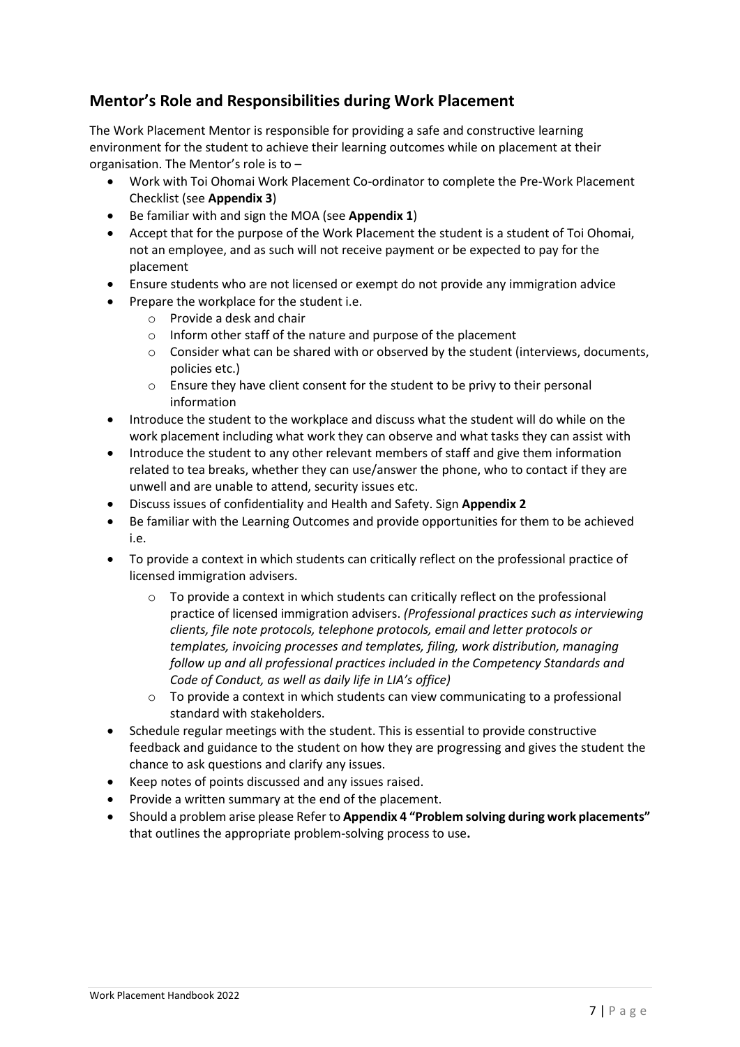## Mentor's Role and Responsibilities during Work Placement

The Work Placement Mentor is responsible for providing a safe and constructive learning environment for the student to achieve their learning outcomes while on placement at their organisation. The Mentor's role is to –

- Work with Toi Ohomai Work Placement Co-ordinator to complete the Pre-Work Placement Checklist (see **Appendix 3**)
- Be familiar with and sign the MOA (see **Appendix 1**)
- Accept that for the purpose of the Work Placement the student is a student of Toi Ohomai, not an employee, and as such will not receive payment or be expected to pay for the placement
- Ensure students who are not licensed or exempt do not provide any immigration advice
- Prepare the workplace for the student i.e.
    - Provide a desk and chair
    - Inform other staff of the nature and purpose of the placement
    - Consider what can be shared with or observed by the student (interviews, documents, policies etc.)
    - Ensure they have client consent for the student to be privy to their personal information
- Introduce the student to the workplace and discuss what the student will do while on the work placement including what work they can observe and what tasks they can assist with
- Introduce the student to any other relevant members of staff and give them information related to tea breaks, whether they can use/answer the phone, who to contact if they are unwell and are unable to attend, security issues etc.
- Discuss issues of confidentiality and Health and Safety. Sign **Appendix 2**
- Be familiar with the Learning Outcomes and provide opportunities for them to be achieved i.e.
- To provide a context in which students can critically reflect on the professional practice of licensed immigration advisers.
    - To provide a context in which students can critically reflect on the professional practice of licensed immigration advisers. *(Professional practices such as interviewing clients, file note protocols, telephone protocols, email and letter protocols or templates, invoicing processes and templates, filing, work distribution, managing follow up and all professional practices included in the Competency Standards and Code of Conduct, as well as daily life in LIA's office)*
    - To provide a context in which students can view communicating to a professional standard with stakeholders.
- Schedule regular meetings with the student. This is essential to provide constructive feedback and guidance to the student on how they are progressing and gives the student the chance to ask questions and clarify any issues.
- Keep notes of points discussed and any issues raised.
- Provide a written summary at the end of the placement.
- Should a problem arise please Refer to **Appendix 4 "Problem solving during work placements"** that outlines the appropriate problem-solving process to use**.**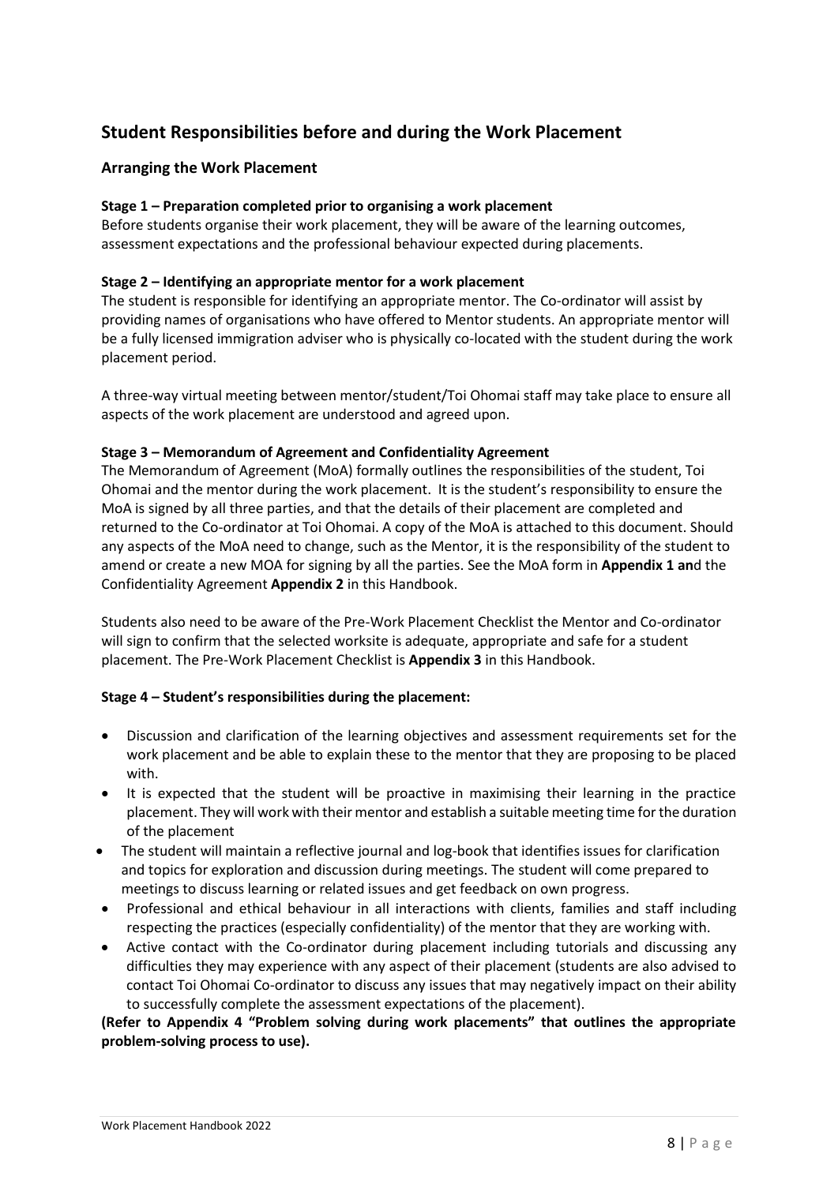## Student Responsibilities before and during the Work Placement

### Arranging the Work Placement

**Stage 1 – Preparation completed prior to organising a work placement**

Before students organise their work placement, they will be aware of the learning outcomes, assessment expectations and the professional behaviour expected during placements.

**Stage 2 – Identifying an appropriate mentor for a work placement**

The student is responsible for identifying an appropriate mentor. The Co-ordinator will assist by providing names of organisations who have offered to Mentor students. An appropriate mentor will be a fully licensed immigration adviser who is physically co-located with the student during the work placement period.

A three-way virtual meeting between mentor/student/Toi Ohomai staff may take place to ensure all aspects of the work placement are understood and agreed upon.

**Stage 3 – Memorandum of Agreement and Confidentiality Agreement**

The Memorandum of Agreement (MoA) formally outlines the responsibilities of the student, Toi Ohomai and the mentor during the work placement. It is the student's responsibility to ensure the MoA is signed by all three parties, and that the details of their placement are completed and returned to the Co-ordinator at Toi Ohomai. A copy of the MoA is attached to this document. Should any aspects of the MoA need to change, such as the Mentor, it is the responsibility of the student to amend or create a new MOA for signing by all the parties. See the MoA form in **Appendix 1 an**d the Confidentiality Agreement **Appendix 2** in this Handbook.

Students also need to be aware of the Pre-Work Placement Checklist the Mentor and Co-ordinator will sign to confirm that the selected worksite is adequate, appropriate and safe for a student placement. The Pre-Work Placement Checklist is **Appendix 3** in this Handbook.

**Stage 4 – Student's responsibilities during the placement:**

- Discussion and clarification of the learning objectives and assessment requirements set for the work placement and be able to explain these to the mentor that they are proposing to be placed with.
- It is expected that the student will be proactive in maximising their learning in the practice placement. They will work with their mentor and establish a suitable meeting time for the duration of the placement
- The student will maintain a reflective journal and log-book that identifies issues for clarification and topics for exploration and discussion during meetings. The student will come prepared to meetings to discuss learning or related issues and get feedback on own progress.
- Professional and ethical behaviour in all interactions with clients, families and staff including respecting the practices (especially confidentiality) of the mentor that they are working with.
- Active contact with the Co-ordinator during placement including tutorials and discussing any difficulties they may experience with any aspect of their placement (students are also advised to contact Toi Ohomai Co-ordinator to discuss any issues that may negatively impact on their ability to successfully complete the assessment expectations of the placement).

**(Refer to Appendix 4 "Problem solving during work placements" that outlines the appropriate problem-solving process to use).**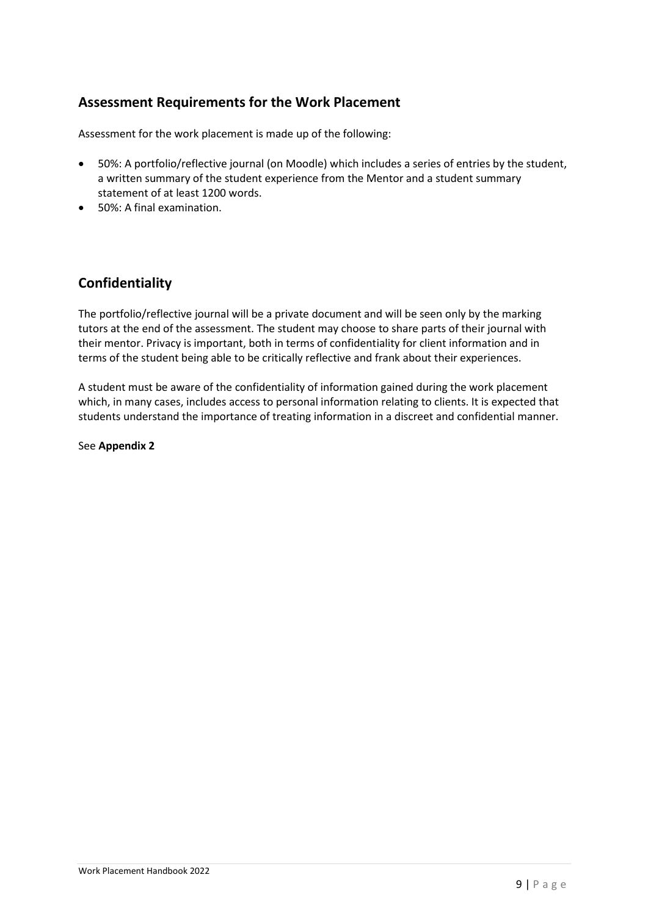## Assessment Requirements for the Work Placement

Assessment for the work placement is made up of the following:

- 50%: A portfolio/reflective journal (on Moodle) which includes a series of entries by the student, a written summary of the student experience from the Mentor and a student summary statement of at least 1200 words.
- 50%: A final examination.

## Confidentiality

The portfolio/reflective journal will be a private document and will be seen only by the marking tutors at the end of the assessment. The student may choose to share parts of their journal with their mentor. Privacy is important, both in terms of confidentiality for client information and in terms of the student being able to be critically reflective and frank about their experiences.

A student must be aware of the confidentiality of information gained during the work placement which, in many cases, includes access to personal information relating to clients. It is expected that students understand the importance of treating information in a discreet and confidential manner.

See **Appendix 2**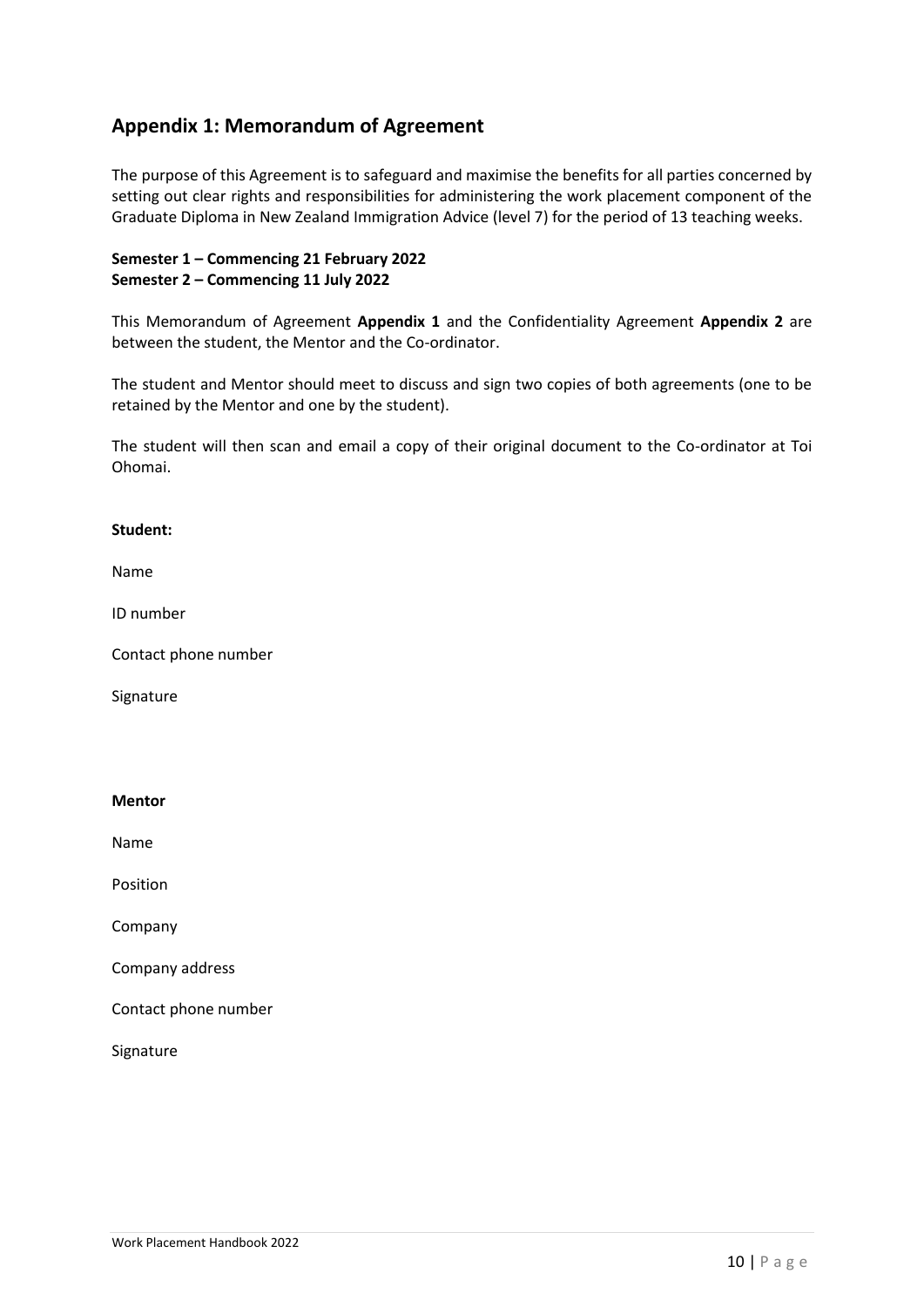## Appendix 1: Memorandum of Agreement

The purpose of this Agreement is to safeguard and maximise the benefits for all parties concerned by setting out clear rights and responsibilities for administering the work placement component of the Graduate Diploma in New Zealand Immigration Advice (level 7) for the period of 13 teaching weeks.

**Semester 1 – Commencing 21 February 2022**
**Semester 2 – Commencing 11 July 2022**

This Memorandum of Agreement **Appendix 1** and the Confidentiality Agreement **Appendix 2** are between the student, the Mentor and the Co-ordinator.

The student and Mentor should meet to discuss and sign two copies of both agreements (one to be retained by the Mentor and one by the student).

The student will then scan and email a copy of their original document to the Co-ordinator at Toi Ohomai.

**Student:**

Name

ID number

Contact phone number

Signature

**Mentor**

Name

Position

Company

Company address

Contact phone number

Signature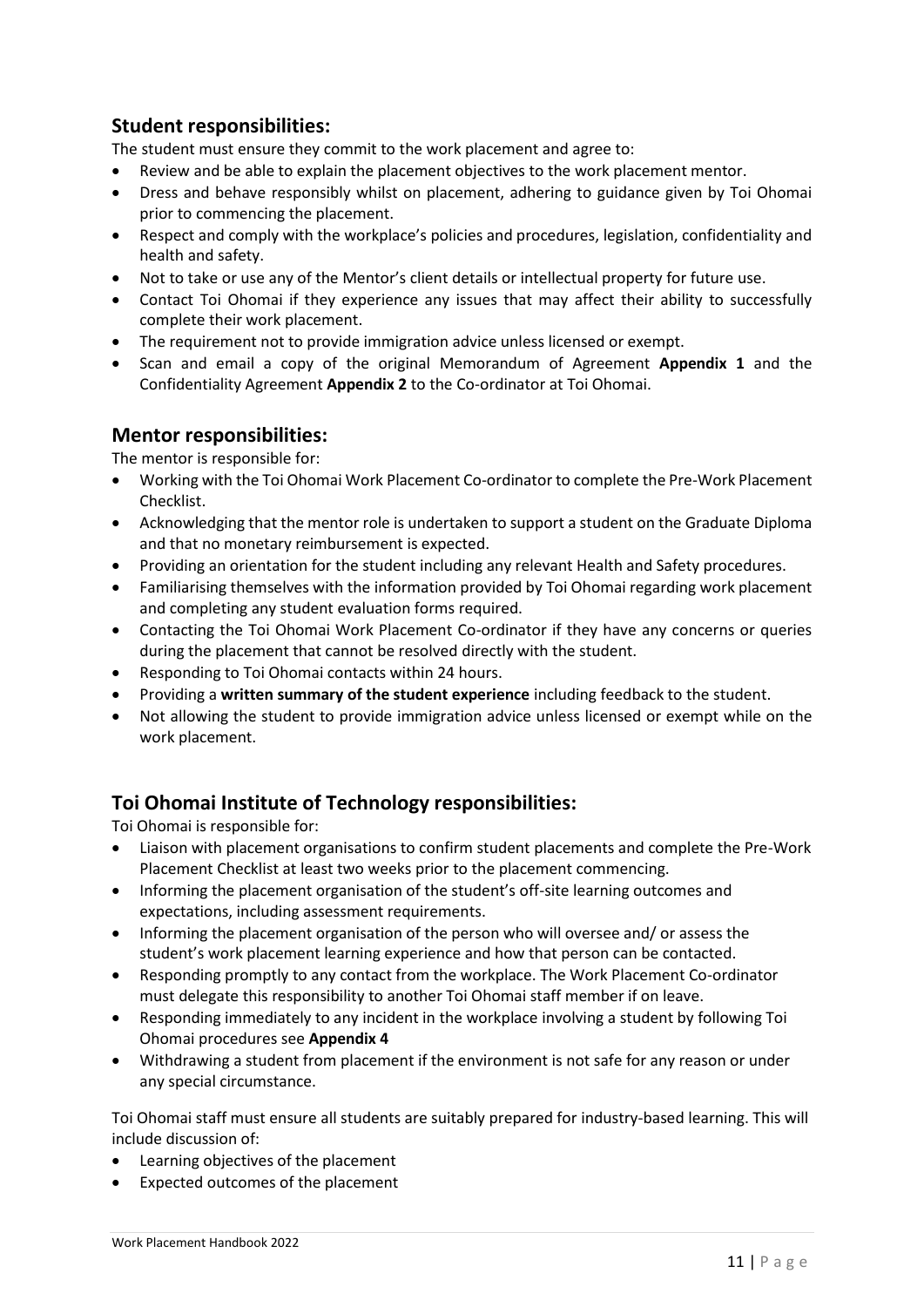## Student responsibilities:

The student must ensure they commit to the work placement and agree to:

- Review and be able to explain the placement objectives to the work placement mentor.
- Dress and behave responsibly whilst on placement, adhering to guidance given by Toi Ohomai prior to commencing the placement.
- Respect and comply with the workplace's policies and procedures, legislation, confidentiality and health and safety.
- Not to take or use any of the Mentor's client details or intellectual property for future use.
- Contact Toi Ohomai if they experience any issues that may affect their ability to successfully complete their work placement.
- The requirement not to provide immigration advice unless licensed or exempt.
- Scan and email a copy of the original Memorandum of Agreement **Appendix 1** and the Confidentiality Agreement **Appendix 2** to the Co-ordinator at Toi Ohomai.

## Mentor responsibilities:

The mentor is responsible for:

- Working with the Toi Ohomai Work Placement Co-ordinator to complete the Pre-Work Placement Checklist.
- Acknowledging that the mentor role is undertaken to support a student on the Graduate Diploma and that no monetary reimbursement is expected.
- Providing an orientation for the student including any relevant Health and Safety procedures.
- Familiarising themselves with the information provided by Toi Ohomai regarding work placement and completing any student evaluation forms required.
- Contacting the Toi Ohomai Work Placement Co-ordinator if they have any concerns or queries during the placement that cannot be resolved directly with the student.
- Responding to Toi Ohomai contacts within 24 hours.
- Providing a **written summary of the student experience** including feedback to the student.
- Not allowing the student to provide immigration advice unless licensed or exempt while on the work placement.

## Toi Ohomai Institute of Technology responsibilities:

Toi Ohomai is responsible for:

- Liaison with placement organisations to confirm student placements and complete the Pre-Work Placement Checklist at least two weeks prior to the placement commencing.
- Informing the placement organisation of the student's off-site learning outcomes and expectations, including assessment requirements.
- Informing the placement organisation of the person who will oversee and/ or assess the student's work placement learning experience and how that person can be contacted.
- Responding promptly to any contact from the workplace. The Work Placement Co-ordinator must delegate this responsibility to another Toi Ohomai staff member if on leave.
- Responding immediately to any incident in the workplace involving a student by following Toi Ohomai procedures see **Appendix 4**
- Withdrawing a student from placement if the environment is not safe for any reason or under any special circumstance.

Toi Ohomai staff must ensure all students are suitably prepared for industry-based learning. This will include discussion of:

- Learning objectives of the placement
- Expected outcomes of the placement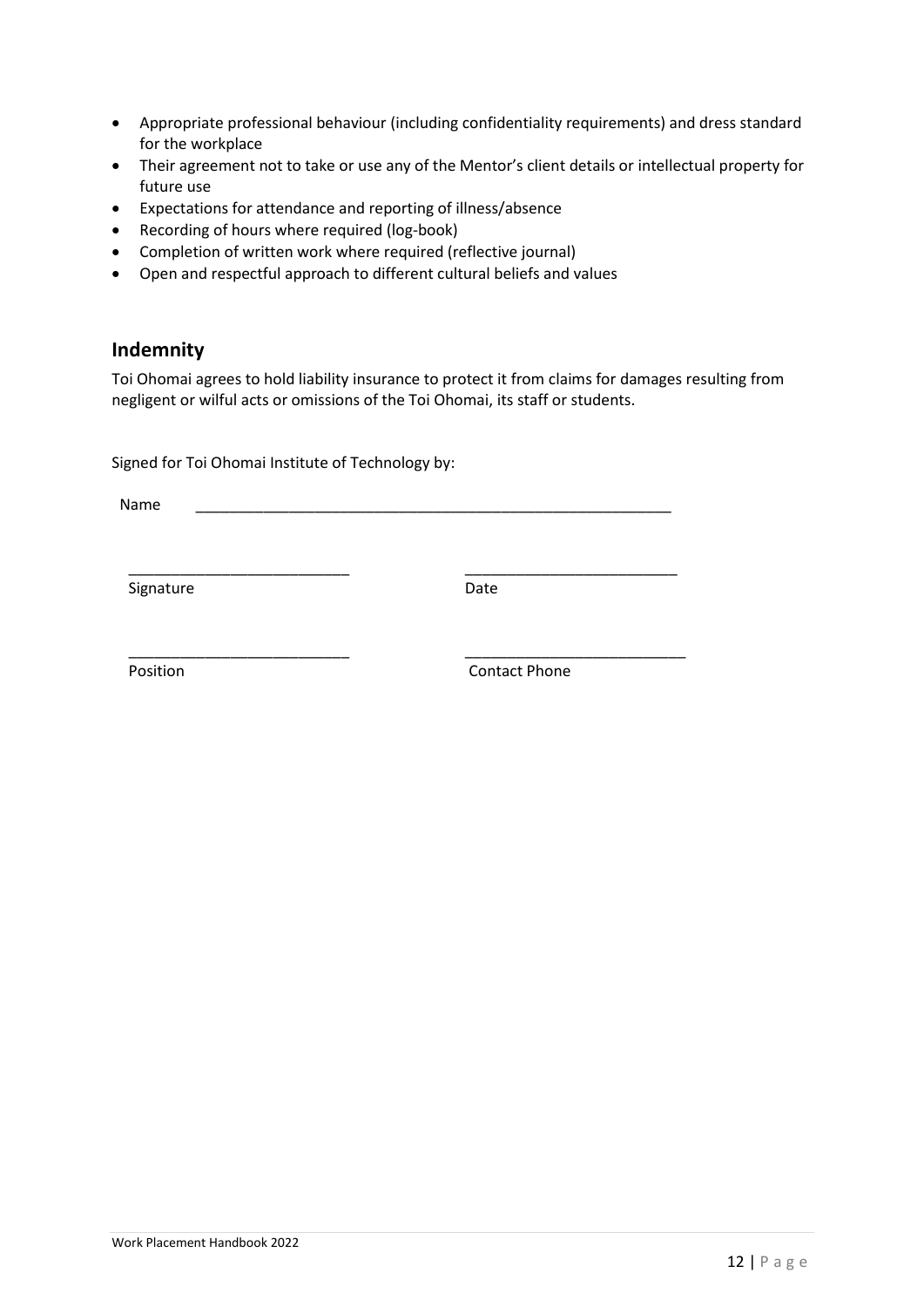- Appropriate professional behaviour (including confidentiality requirements) and dress standard for the workplace
- Their agreement not to take or use any of the Mentor's client details or intellectual property for future use
- Expectations for attendance and reporting of illness/absence
- Recording of hours where required (log-book)
- Completion of written work where required (reflective journal)
- Open and respectful approach to different cultural beliefs and values

## Indemnity

Toi Ohomai agrees to hold liability insurance to protect it from claims for damages resulting from negligent or wilful acts or omissions of the Toi Ohomai, its staff or students.

Signed for Toi Ohomai Institute of Technology by:

Name ___________________________________________________________

___________________________ ___________________________

Signature Date

___________________________ ___________________________

Position Contact Phone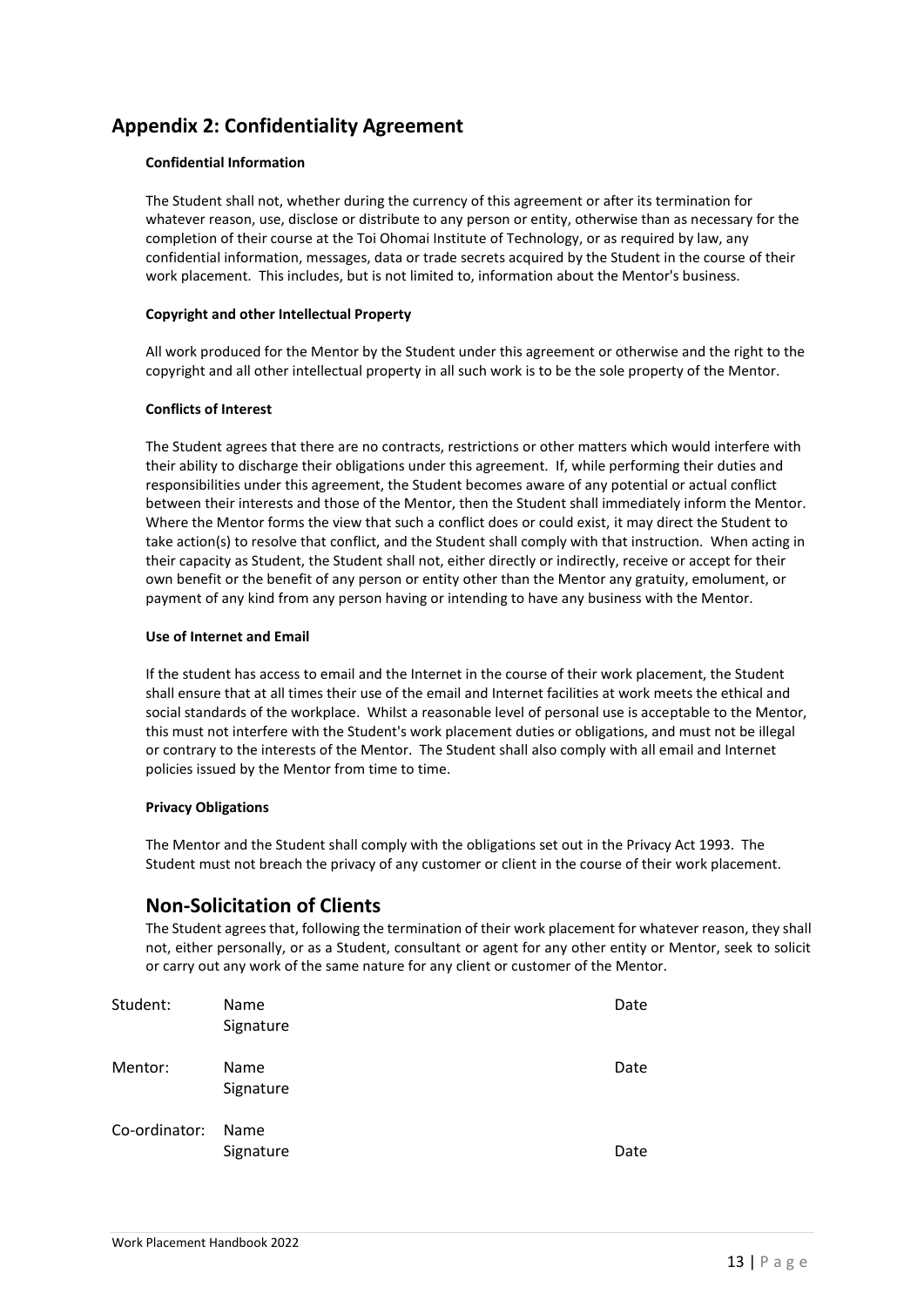## Appendix 2: Confidentiality Agreement

**Confidential Information**

The Student shall not, whether during the currency of this agreement or after its termination for whatever reason, use, disclose or distribute to any person or entity, otherwise than as necessary for the completion of their course at the Toi Ohomai Institute of Technology, or as required by law, any confidential information, messages, data or trade secrets acquired by the Student in the course of their work placement. This includes, but is not limited to, information about the Mentor's business.

**Copyright and other Intellectual Property**

All work produced for the Mentor by the Student under this agreement or otherwise and the right to the copyright and all other intellectual property in all such work is to be the sole property of the Mentor.

**Conflicts of Interest**

The Student agrees that there are no contracts, restrictions or other matters which would interfere with their ability to discharge their obligations under this agreement. If, while performing their duties and responsibilities under this agreement, the Student becomes aware of any potential or actual conflict between their interests and those of the Mentor, then the Student shall immediately inform the Mentor. Where the Mentor forms the view that such a conflict does or could exist, it may direct the Student to take action(s) to resolve that conflict, and the Student shall comply with that instruction. When acting in their capacity as Student, the Student shall not, either directly or indirectly, receive or accept for their own benefit or the benefit of any person or entity other than the Mentor any gratuity, emolument, or payment of any kind from any person having or intending to have any business with the Mentor.

**Use of Internet and Email**

If the student has access to email and the Internet in the course of their work placement, the Student shall ensure that at all times their use of the email and Internet facilities at work meets the ethical and social standards of the workplace. Whilst a reasonable level of personal use is acceptable to the Mentor, this must not interfere with the Student's work placement duties or obligations, and must not be illegal or contrary to the interests of the Mentor. The Student shall also comply with all email and Internet policies issued by the Mentor from time to time.

**Privacy Obligations**

The Mentor and the Student shall comply with the obligations set out in the Privacy Act 1993. The Student must not breach the privacy of any customer or client in the course of their work placement.

## Non-Solicitation of Clients

The Student agrees that, following the termination of their work placement for whatever reason, they shall not, either personally, or as a Student, consultant or agent for any other entity or Mentor, seek to solicit or carry out any work of the same nature for any client or customer of the Mentor.

Student: Name Date
Signature

Mentor: Name Date
Signature

Co-ordinator: Name
Signature Date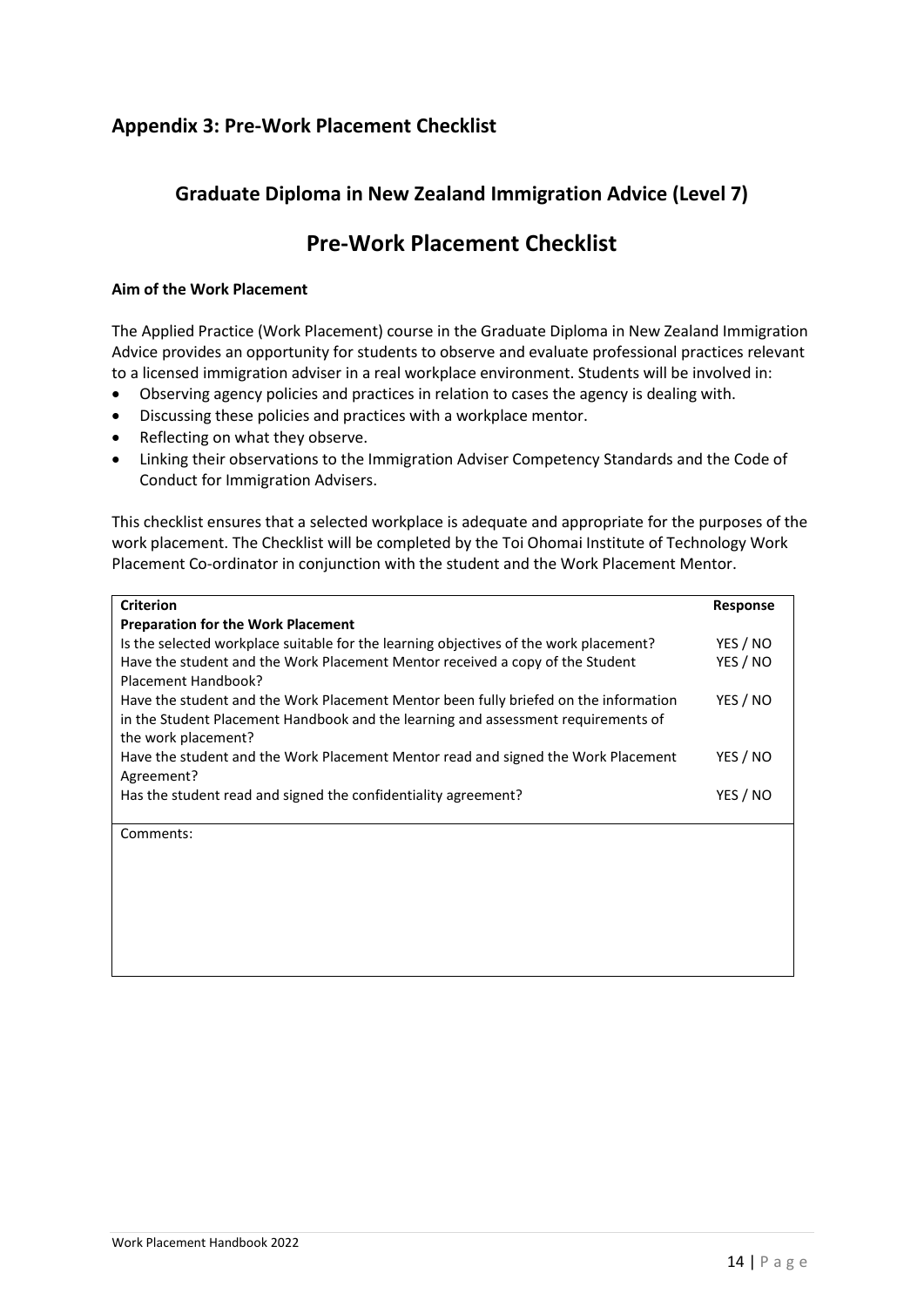## Appendix 3: Pre-Work Placement Checklist

### Graduate Diploma in New Zealand Immigration Advice (Level 7)

# Pre-Work Placement Checklist

**Aim of the Work Placement**

The Applied Practice (Work Placement) course in the Graduate Diploma in New Zealand Immigration Advice provides an opportunity for students to observe and evaluate professional practices relevant to a licensed immigration adviser in a real workplace environment. Students will be involved in:

- Observing agency policies and practices in relation to cases the agency is dealing with.
- Discussing these policies and practices with a workplace mentor.
- Reflecting on what they observe.
- Linking their observations to the Immigration Adviser Competency Standards and the Code of Conduct for Immigration Advisers.

This checklist ensures that a selected workplace is adequate and appropriate for the purposes of the work placement. The Checklist will be completed by the Toi Ohomai Institute of Technology Work Placement Co-ordinator in conjunction with the student and the Work Placement Mentor.

| Criterion | Response |
|---|---|
| **Preparation for the Work Placement** | |
| Is the selected workplace suitable for the learning objectives of the work placement? | YES / NO |
| Have the student and the Work Placement Mentor received a copy of the Student Placement Handbook? | YES / NO |
| Have the student and the Work Placement Mentor been fully briefed on the information in the Student Placement Handbook and the learning and assessment requirements of the work placement? | YES / NO |
| Have the student and the Work Placement Mentor read and signed the Work Placement Agreement? | YES / NO |
| Has the student read and signed the confidentiality agreement? | YES / NO |
| Comments: | |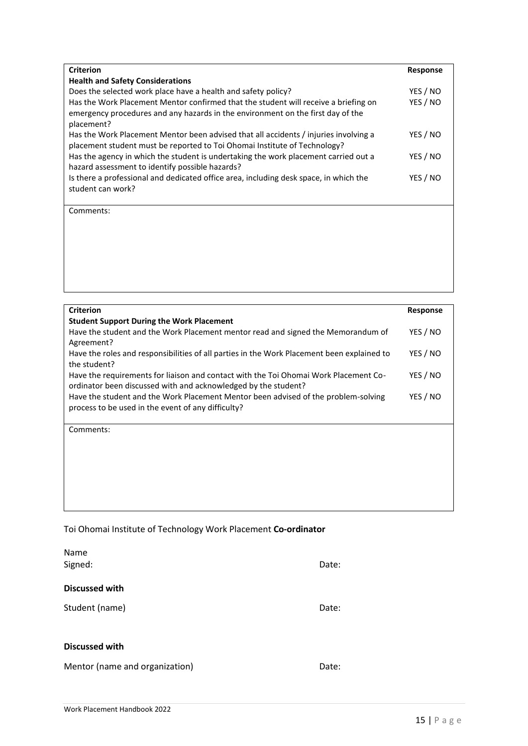| Criterion | Response |
|---|---|
| **Health and Safety Considerations** | |
| Does the selected work place have a health and safety policy? | YES / NO |
| Has the Work Placement Mentor confirmed that the student will receive a briefing on emergency procedures and any hazards in the environment on the first day of the placement? | YES / NO |
| Has the Work Placement Mentor been advised that all accidents / injuries involving a placement student must be reported to Toi Ohomai Institute of Technology? | YES / NO |
| Has the agency in which the student is undertaking the work placement carried out a hazard assessment to identify possible hazards? | YES / NO |
| Is there a professional and dedicated office area, including desk space, in which the student can work? | YES / NO |
| Comments: | |

| Criterion | Response |
|---|---|
| **Student Support During the Work Placement** | |
| Have the student and the Work Placement mentor read and signed the Memorandum of Agreement? | YES / NO |
| Have the roles and responsibilities of all parties in the Work Placement been explained to the student? | YES / NO |
| Have the requirements for liaison and contact with the Toi Ohomai Work Placement Co-ordinator been discussed with and acknowledged by the student? | YES / NO |
| Have the student and the Work Placement Mentor been advised of the problem-solving process to be used in the event of any difficulty? | YES / NO |
| Comments: | |

Toi Ohomai Institute of Technology Work Placement **Co-ordinator**

Name

Signed: Date:

**Discussed with**

Student (name) Date:

**Discussed with**

Mentor (name and organization) Date: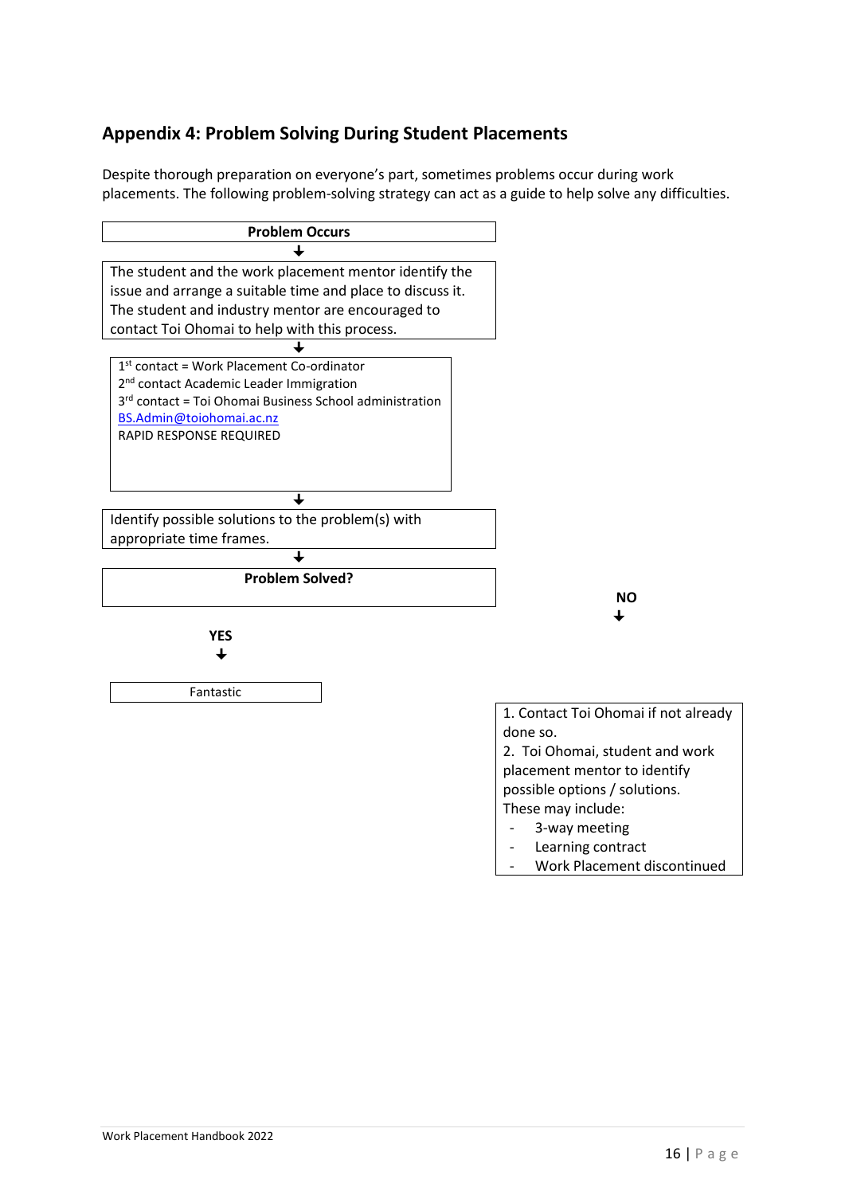## Appendix 4: Problem Solving During Student Placements

Despite thorough preparation on everyone's part, sometimes problems occur during work placements. The following problem-solving strategy can act as a guide to help solve any difficulties.

**Problem Occurs**

↓

The student and the work placement mentor identify the issue and arrange a suitable time and place to discuss it. The student and industry mentor are encouraged to contact Toi Ohomai to help with this process.

↓

1st contact = Work Placement Co-ordinator
2nd contact Academic Leader Immigration
3rd contact = Toi Ohomai Business School administration
BS.Admin@toiohomai.ac.nz
RAPID RESPONSE REQUIRED

↓

Identify possible solutions to the problem(s) with appropriate time frames.

↓

**Problem Solved?**

**YES**

↓

Fantastic

**NO**

↓

1. Contact Toi Ohomai if not already done so.
2. Toi Ohomai, student and work placement mentor to identify possible options / solutions.

These may include:

- 3-way meeting
- Learning contract
- Work Placement discontinued